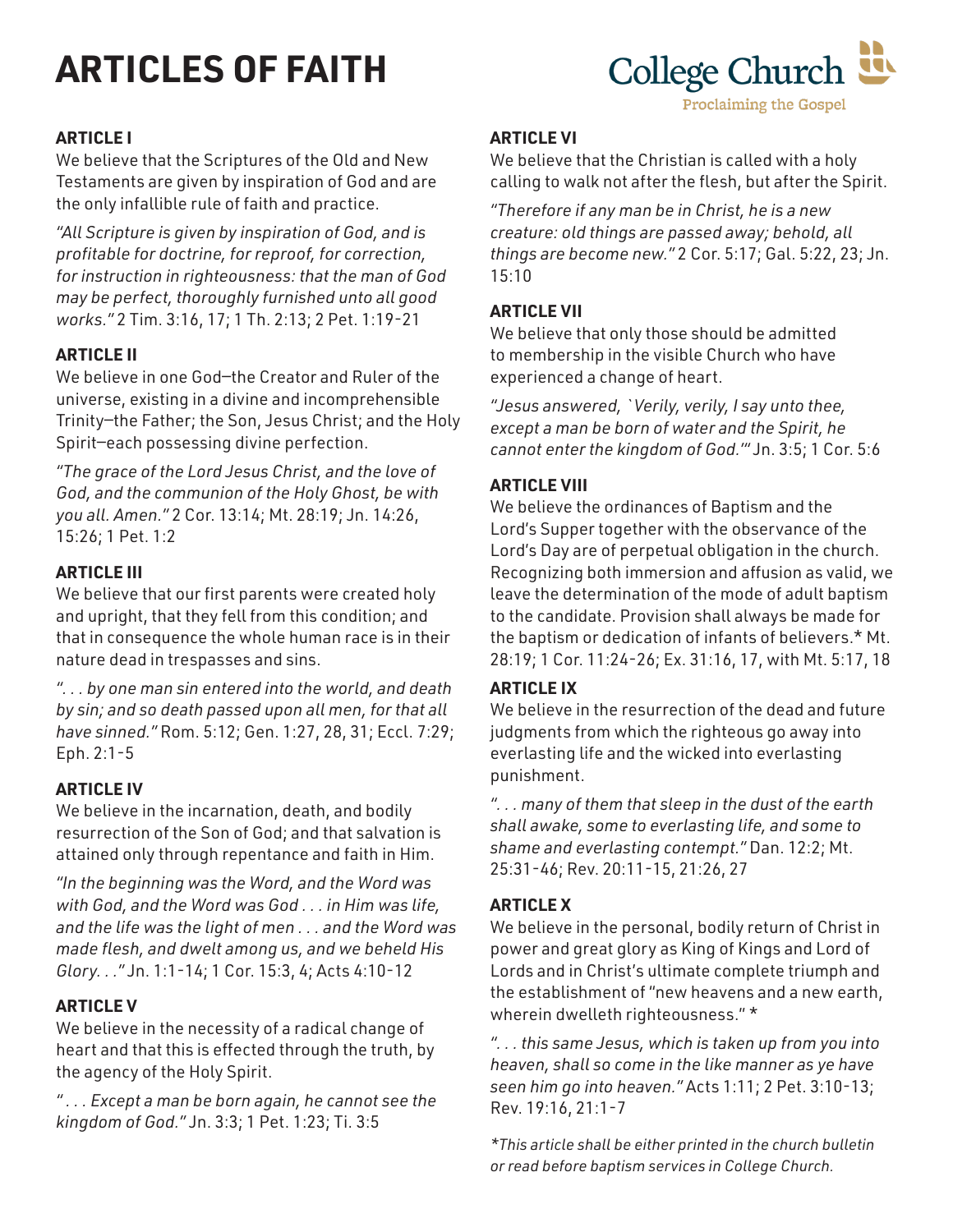# ARTICLES OF FAITH

College Church
Proclaiming the Gospel

### ARTICLE I

We believe that the Scriptures of the Old and New Testaments are given by inspiration of God and are the only infallible rule of faith and practice.

*"All Scripture is given by inspiration of God, and is profitable for doctrine, for reproof, for correction, for instruction in righteousness: that the man of God may be perfect, thoroughly furnished unto all good works."* 2 Tim. 3:16, 17; 1 Th. 2:13; 2 Pet. 1:19-21

### ARTICLE II

We believe in one God—the Creator and Ruler of the universe, existing in a divine and incomprehensible Trinity—the Father; the Son, Jesus Christ; and the Holy Spirit—each possessing divine perfection.

*"The grace of the Lord Jesus Christ, and the love of God, and the communion of the Holy Ghost, be with you all. Amen."* 2 Cor. 13:14; Mt. 28:19; Jn. 14:26, 15:26; 1 Pet. 1:2

### ARTICLE III

We believe that our first parents were created holy and upright, that they fell from this condition; and that in consequence the whole human race is in their nature dead in trespasses and sins.

*". . . by one man sin entered into the world, and death by sin; and so death passed upon all men, for that all have sinned."* Rom. 5:12; Gen. 1:27, 28, 31; Eccl. 7:29; Eph. 2:1-5

### ARTICLE IV

We believe in the incarnation, death, and bodily resurrection of the Son of God; and that salvation is attained only through repentance and faith in Him.

*"In the beginning was the Word, and the Word was with God, and the Word was God . . . in Him was life, and the life was the light of men . . . and the Word was made flesh, and dwelt among us, and we beheld His Glory. . ."* Jn. 1:1-14; 1 Cor. 15:3, 4; Acts 4:10-12

### ARTICLE V

We believe in the necessity of a radical change of heart and that this is effected through the truth, by the agency of the Holy Spirit.

*". . . Except a man be born again, he cannot see the kingdom of God."* Jn. 3:3; 1 Pet. 1:23; Ti. 3:5

### ARTICLE VI

We believe that the Christian is called with a holy calling to walk not after the flesh, but after the Spirit.

*"Therefore if any man be in Christ, he is a new creature: old things are passed away; behold, all things are become new."* 2 Cor. 5:17; Gal. 5:22, 23; Jn. 15:10

### ARTICLE VII

We believe that only those should be admitted to membership in the visible Church who have experienced a change of heart.

*"Jesus answered, `Verily, verily, I say unto thee, except a man be born of water and the Spirit, he cannot enter the kingdom of God.'"* Jn. 3:5; 1 Cor. 5:6

### ARTICLE VIII

We believe the ordinances of Baptism and the Lord's Supper together with the observance of the Lord's Day are of perpetual obligation in the church. Recognizing both immersion and affusion as valid, we leave the determination of the mode of adult baptism to the candidate. Provision shall always be made for the baptism or dedication of infants of believers.* Mt. 28:19; 1 Cor. 11:24-26; Ex. 31:16, 17, with Mt. 5:17, 18

### ARTICLE IX

We believe in the resurrection of the dead and future judgments from which the righteous go away into everlasting life and the wicked into everlasting punishment.

*". . . many of them that sleep in the dust of the earth shall awake, some to everlasting life, and some to shame and everlasting contempt."* Dan. 12:2; Mt. 25:31-46; Rev. 20:11-15, 21:26, 27

### ARTICLE X

We believe in the personal, bodily return of Christ in power and great glory as King of Kings and Lord of Lords and in Christ's ultimate complete triumph and the establishment of "new heavens and a new earth, wherein dwelleth righteousness." *

*". . . this same Jesus, which is taken up from you into heaven, shall so come in the like manner as ye have seen him go into heaven."* Acts 1:11; 2 Pet. 3:10-13; Rev. 19:16, 21:1-7

*\*This article shall be either printed in the church bulletin or read before baptism services in College Church.*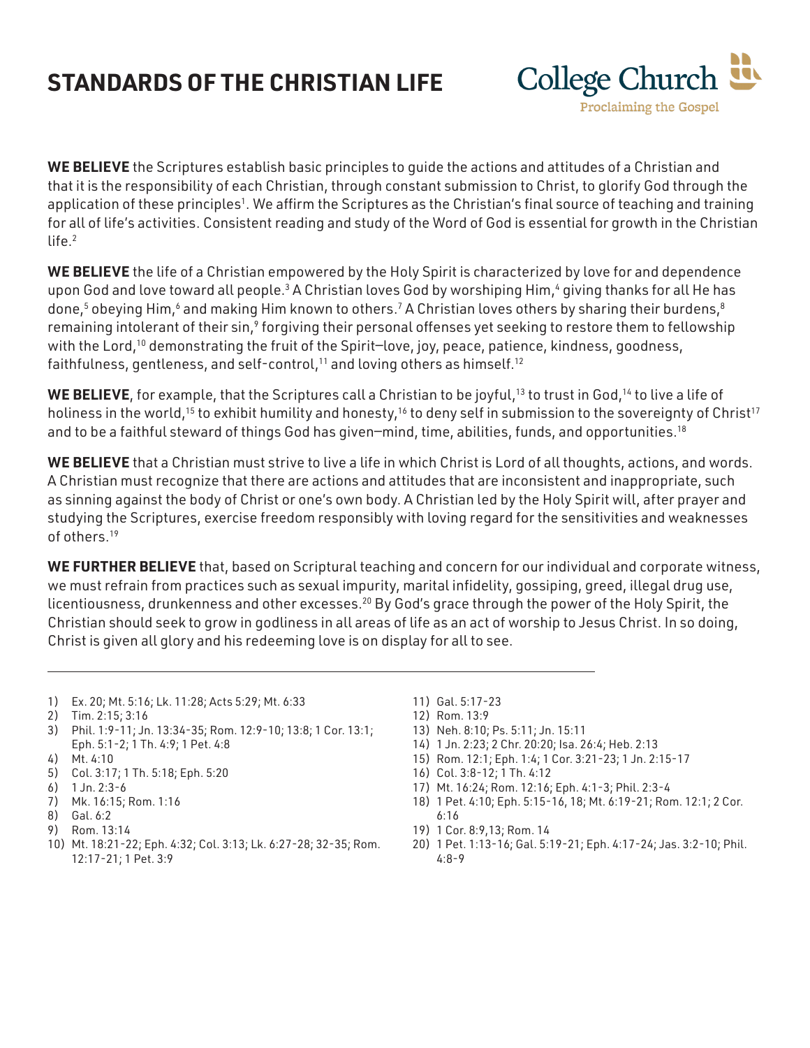# STANDARDS OF THE CHRISTIAN LIFE

College Church
Proclaiming the Gospel

**WE BELIEVE** the Scriptures establish basic principles to guide the actions and attitudes of a Christian and that it is the responsibility of each Christian, through constant submission to Christ, to glorify God through the application of these principles[1]. We affirm the Scriptures as the Christian's final source of teaching and training for all of life's activities. Consistent reading and study of the Word of God is essential for growth in the Christian life.[2]

**WE BELIEVE** the life of a Christian empowered by the Holy Spirit is characterized by love for and dependence upon God and love toward all people.[3] A Christian loves God by worshiping Him,[4] giving thanks for all He has done,[5] obeying Him,[6] and making Him known to others.[7] A Christian loves others by sharing their burdens,[8] remaining intolerant of their sin,[9] forgiving their personal offenses yet seeking to restore them to fellowship with the Lord,[10] demonstrating the fruit of the Spirit—love, joy, peace, patience, kindness, goodness, faithfulness, gentleness, and self-control,[11] and loving others as himself.[12]

**WE BELIEVE**, for example, that the Scriptures call a Christian to be joyful,[13] to trust in God,[14] to live a life of holiness in the world,[15] to exhibit humility and honesty,[16] to deny self in submission to the sovereignty of Christ[17] and to be a faithful steward of things God has given—mind, time, abilities, funds, and opportunities.[18]

**WE BELIEVE** that a Christian must strive to live a life in which Christ is Lord of all thoughts, actions, and words. A Christian must recognize that there are actions and attitudes that are inconsistent and inappropriate, such as sinning against the body of Christ or one's own body. A Christian led by the Holy Spirit will, after prayer and studying the Scriptures, exercise freedom responsibly with loving regard for the sensitivities and weaknesses of others.[19]

**WE FURTHER BELIEVE** that, based on Scriptural teaching and concern for our individual and corporate witness, we must refrain from practices such as sexual impurity, marital infidelity, gossiping, greed, illegal drug use, licentiousness, drunkenness and other excesses.[20] By God's grace through the power of the Holy Spirit, the Christian should seek to grow in godliness in all areas of life as an act of worship to Jesus Christ. In so doing, Christ is given all glory and his redeeming love is on display for all to see.

---

1) Ex. 20; Mt. 5:16; Lk. 11:28; Acts 5:29; Mt. 6:33
2) Tim. 2:15; 3:16
3) Phil. 1:9-11; Jn. 13:34-35; Rom. 12:9-10; 13:8; 1 Cor. 13:1; Eph. 5:1-2; 1 Th. 4:9; 1 Pet. 4:8
4) Mt. 4:10
5) Col. 3:17; 1 Th. 5:18; Eph. 5:20
6) 1 Jn. 2:3-6
7) Mk. 16:15; Rom. 1:16
8) Gal. 6:2
9) Rom. 13:14
10) Mt. 18:21-22; Eph. 4:32; Col. 3:13; Lk. 6:27-28; 32-35; Rom. 12:17-21; 1 Pet. 3:9
11) Gal. 5:17-23
12) Rom. 13:9
13) Neh. 8:10; Ps. 5:11; Jn. 15:11
14) 1 Jn. 2:23; 2 Chr. 20:20; Isa. 26:4; Heb. 2:13
15) Rom. 12:1; Eph. 1:4; 1 Cor. 3:21-23; 1 Jn. 2:15-17
16) Col. 3:8-12; 1 Th. 4:12
17) Mt. 16:24; Rom. 12:16; Eph. 4:1-3; Phil. 2:3-4
18) 1 Pet. 4:10; Eph. 5:15-16, 18; Mt. 6:19-21; Rom. 12:1; 2 Cor. 6:16
19) 1 Cor. 8:9,13; Rom. 14
20) 1 Pet. 1:13-16; Gal. 5:19-21; Eph. 4:17-24; Jas. 3:2-10; Phil. 4:8-9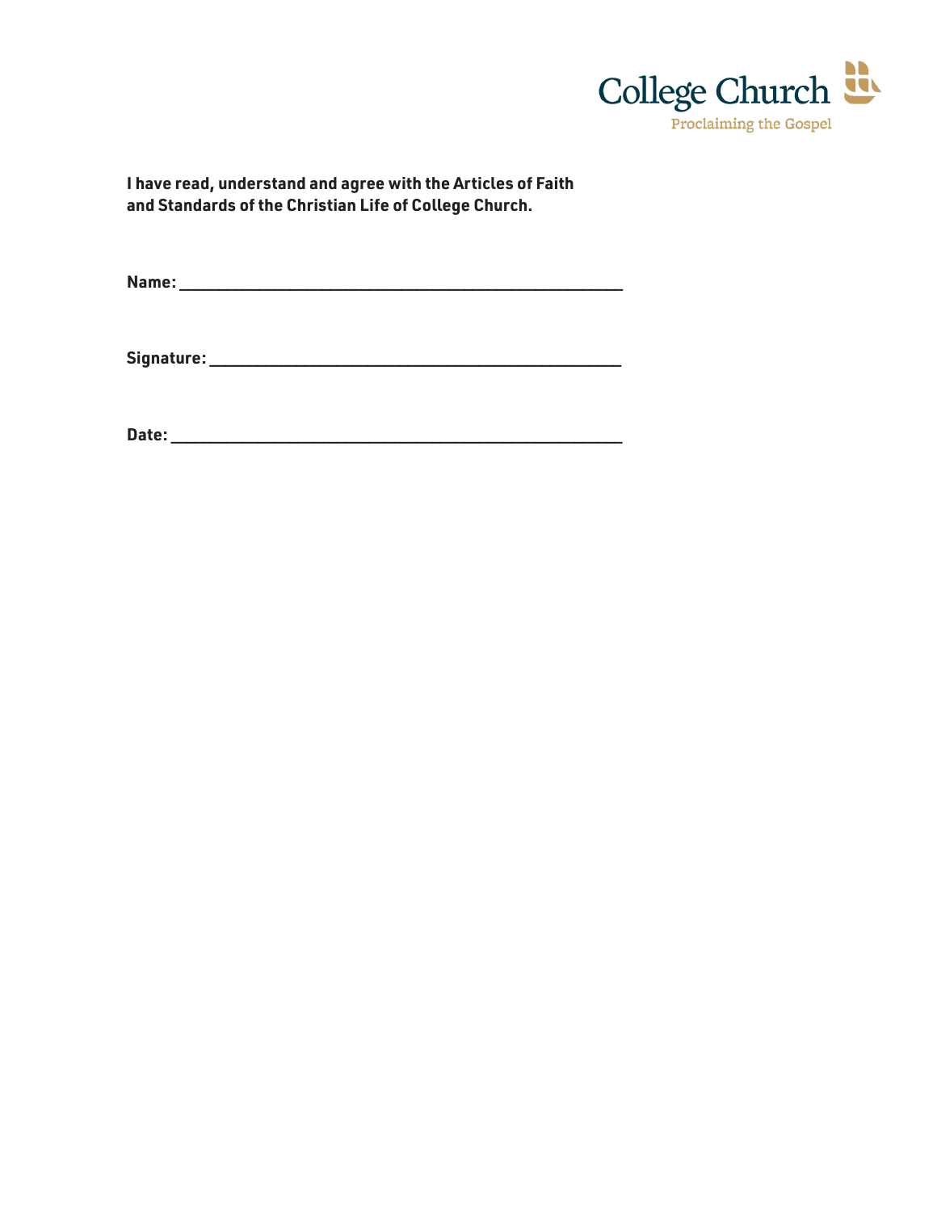College Church

Proclaiming the Gospel

**I have read, understand and agree with the Articles of Faith and Standards of the Christian Life of College Church.**

**Name:** ___________________________________________________

**Signature:** ______________________________________________

**Date:** ___________________________________________________